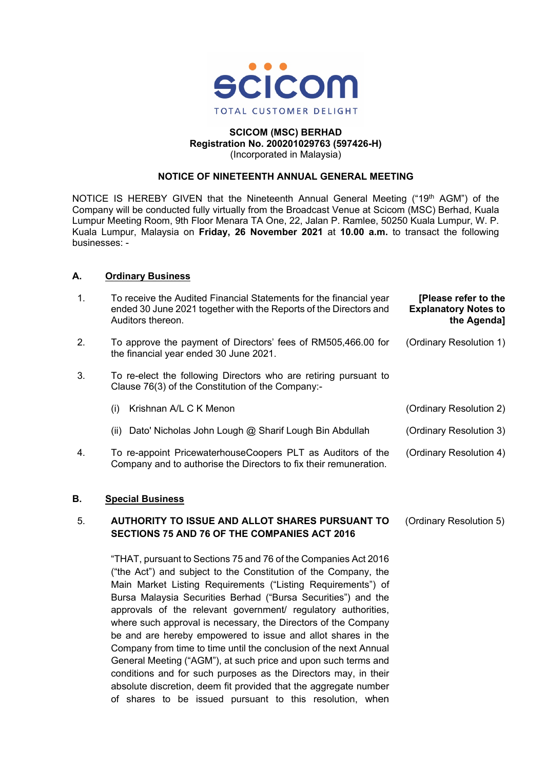**SCICOM (MSC) BERHAD**
**Registration No. 200201029763 (597426-H)**
(Incorporated in Malaysia)

## NOTICE OF NINETEENTH ANNUAL GENERAL MEETING

NOTICE IS HEREBY GIVEN that the Nineteenth Annual General Meeting ("19th AGM") of the Company will be conducted fully virtually from the Broadcast Venue at Scicom (MSC) Berhad, Kuala Lumpur Meeting Room, 9th Floor Menara TA One, 22, Jalan P. Ramlee, 50250 Kuala Lumpur, W. P. Kuala Lumpur, Malaysia on **Friday, 26 November 2021** at **10.00 a.m.** to transact the following businesses: -

### A. Ordinary Business

1. To receive the Audited Financial Statements for the financial year ended 30 June 2021 together with the Reports of the Directors and Auditors thereon. **[Please refer to the Explanatory Notes to the Agenda]**

2. To approve the payment of Directors' fees of RM505,466.00 for the financial year ended 30 June 2021. (Ordinary Resolution 1)

3. To re-elect the following Directors who are retiring pursuant to Clause 76(3) of the Constitution of the Company:-

   (i) Krishnan A/L C K Menon (Ordinary Resolution 2)

   (ii) Dato' Nicholas John Lough @ Sharif Lough Bin Abdullah (Ordinary Resolution 3)

4. To re-appoint PricewaterhouseCoopers PLT as Auditors of the Company and to authorise the Directors to fix their remuneration. (Ordinary Resolution 4)

### B. Special Business

5. **AUTHORITY TO ISSUE AND ALLOT SHARES PURSUANT TO SECTIONS 75 AND 76 OF THE COMPANIES ACT 2016** (Ordinary Resolution 5)

   "THAT, pursuant to Sections 75 and 76 of the Companies Act 2016 ("the Act") and subject to the Constitution of the Company, the Main Market Listing Requirements ("Listing Requirements") of Bursa Malaysia Securities Berhad ("Bursa Securities") and the approvals of the relevant government/ regulatory authorities, where such approval is necessary, the Directors of the Company be and are hereby empowered to issue and allot shares in the Company from time to time until the conclusion of the next Annual General Meeting ("AGM"), at such price and upon such terms and conditions and for such purposes as the Directors may, in their absolute discretion, deem fit provided that the aggregate number of shares to be issued pursuant to this resolution, when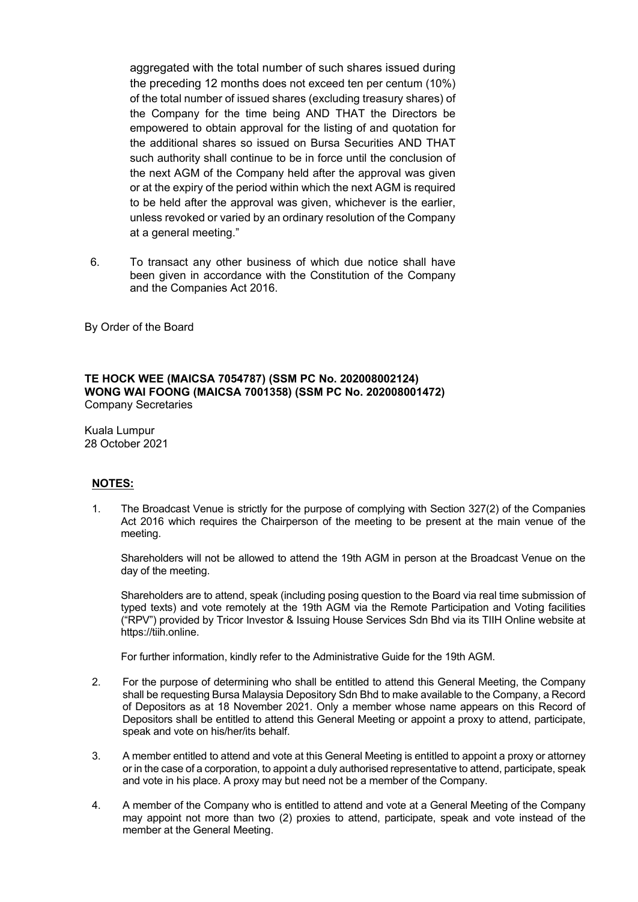aggregated with the total number of such shares issued during the preceding 12 months does not exceed ten per centum (10%) of the total number of issued shares (excluding treasury shares) of the Company for the time being AND THAT the Directors be empowered to obtain approval for the listing of and quotation for the additional shares so issued on Bursa Securities AND THAT such authority shall continue to be in force until the conclusion of the next AGM of the Company held after the approval was given or at the expiry of the period within which the next AGM is required to be held after the approval was given, whichever is the earlier, unless revoked or varied by an ordinary resolution of the Company at a general meeting."

6. To transact any other business of which due notice shall have been given in accordance with the Constitution of the Company and the Companies Act 2016.

By Order of the Board

**TE HOCK WEE (MAICSA 7054787) (SSM PC No. 202008002124)**
**WONG WAI FOONG (MAICSA 7001358) (SSM PC No. 202008001472)**
Company Secretaries

Kuala Lumpur
28 October 2021

**NOTES:**

1. The Broadcast Venue is strictly for the purpose of complying with Section 327(2) of the Companies Act 2016 which requires the Chairperson of the meeting to be present at the main venue of the meeting.

   Shareholders will not be allowed to attend the 19th AGM in person at the Broadcast Venue on the day of the meeting.

   Shareholders are to attend, speak (including posing question to the Board via real time submission of typed texts) and vote remotely at the 19th AGM via the Remote Participation and Voting facilities ("RPV") provided by Tricor Investor & Issuing House Services Sdn Bhd via its TIIH Online website at https://tiih.online.

   For further information, kindly refer to the Administrative Guide for the 19th AGM.

2. For the purpose of determining who shall be entitled to attend this General Meeting, the Company shall be requesting Bursa Malaysia Depository Sdn Bhd to make available to the Company, a Record of Depositors as at 18 November 2021. Only a member whose name appears on this Record of Depositors shall be entitled to attend this General Meeting or appoint a proxy to attend, participate, speak and vote on his/her/its behalf.

3. A member entitled to attend and vote at this General Meeting is entitled to appoint a proxy or attorney or in the case of a corporation, to appoint a duly authorised representative to attend, participate, speak and vote in his place. A proxy may but need not be a member of the Company.

4. A member of the Company who is entitled to attend and vote at a General Meeting of the Company may appoint not more than two (2) proxies to attend, participate, speak and vote instead of the member at the General Meeting.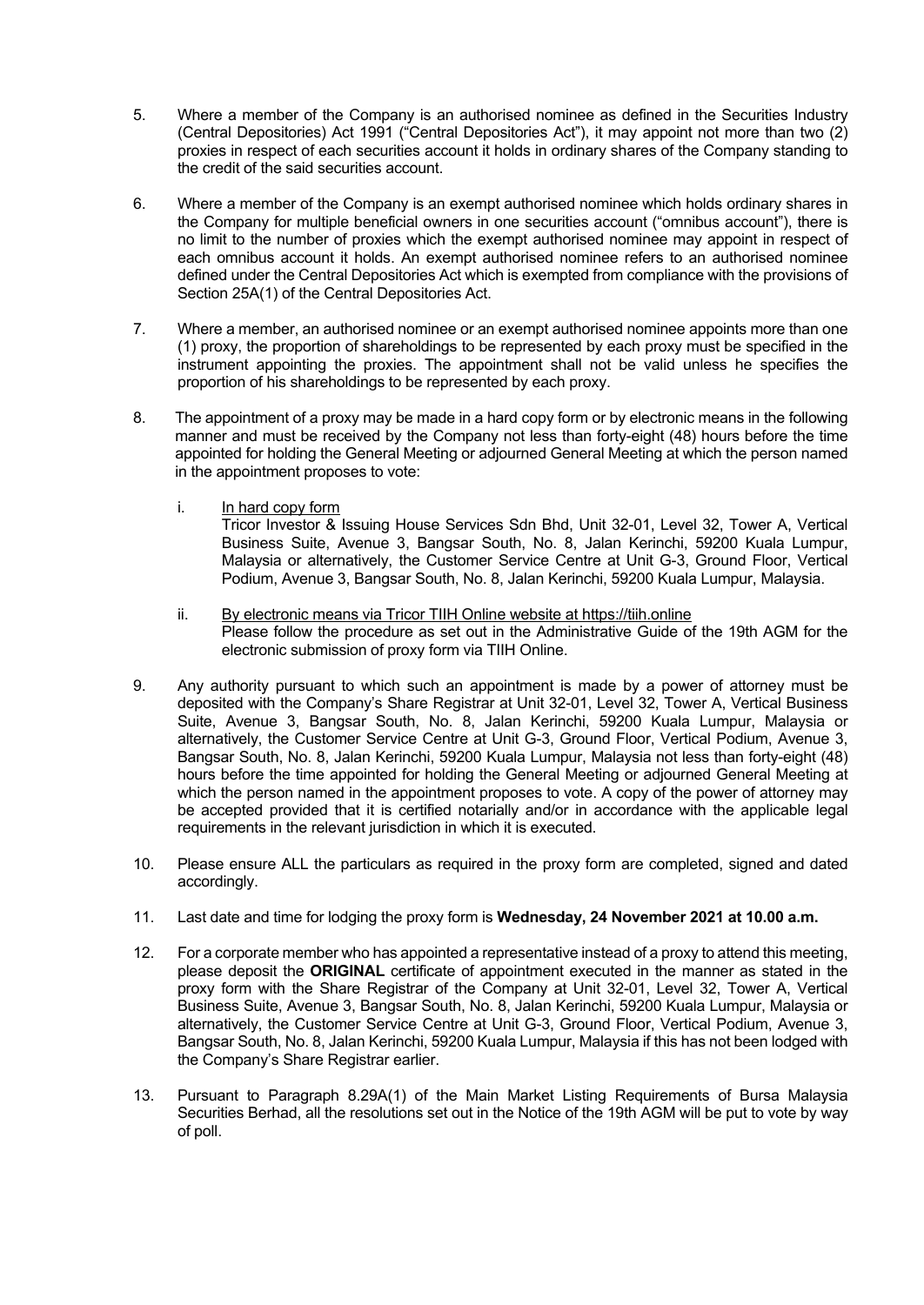5. Where a member of the Company is an authorised nominee as defined in the Securities Industry (Central Depositories) Act 1991 ("Central Depositories Act"), it may appoint not more than two (2) proxies in respect of each securities account it holds in ordinary shares of the Company standing to the credit of the said securities account.

6. Where a member of the Company is an exempt authorised nominee which holds ordinary shares in the Company for multiple beneficial owners in one securities account ("omnibus account"), there is no limit to the number of proxies which the exempt authorised nominee may appoint in respect of each omnibus account it holds. An exempt authorised nominee refers to an authorised nominee defined under the Central Depositories Act which is exempted from compliance with the provisions of Section 25A(1) of the Central Depositories Act.

7. Where a member, an authorised nominee or an exempt authorised nominee appoints more than one (1) proxy, the proportion of shareholdings to be represented by each proxy must be specified in the instrument appointing the proxies. The appointment shall not be valid unless he specifies the proportion of his shareholdings to be represented by each proxy.

8. The appointment of a proxy may be made in a hard copy form or by electronic means in the following manner and must be received by the Company not less than forty-eight (48) hours before the time appointed for holding the General Meeting or adjourned General Meeting at which the person named in the appointment proposes to vote:

   i. In hard copy form
      Tricor Investor & Issuing House Services Sdn Bhd, Unit 32-01, Level 32, Tower A, Vertical Business Suite, Avenue 3, Bangsar South, No. 8, Jalan Kerinchi, 59200 Kuala Lumpur, Malaysia or alternatively, the Customer Service Centre at Unit G-3, Ground Floor, Vertical Podium, Avenue 3, Bangsar South, No. 8, Jalan Kerinchi, 59200 Kuala Lumpur, Malaysia.

   ii. By electronic means via Tricor TIIH Online website at https://tiih.online
      Please follow the procedure as set out in the Administrative Guide of the 19th AGM for the electronic submission of proxy form via TIIH Online.

9. Any authority pursuant to which such an appointment is made by a power of attorney must be deposited with the Company's Share Registrar at Unit 32-01, Level 32, Tower A, Vertical Business Suite, Avenue 3, Bangsar South, No. 8, Jalan Kerinchi, 59200 Kuala Lumpur, Malaysia or alternatively, the Customer Service Centre at Unit G-3, Ground Floor, Vertical Podium, Avenue 3, Bangsar South, No. 8, Jalan Kerinchi, 59200 Kuala Lumpur, Malaysia not less than forty-eight (48) hours before the time appointed for holding the General Meeting or adjourned General Meeting at which the person named in the appointment proposes to vote. A copy of the power of attorney may be accepted provided that it is certified notarially and/or in accordance with the applicable legal requirements in the relevant jurisdiction in which it is executed.

10. Please ensure ALL the particulars as required in the proxy form are completed, signed and dated accordingly.

11. Last date and time for lodging the proxy form is **Wednesday, 24 November 2021 at 10.00 a.m.**

12. For a corporate member who has appointed a representative instead of a proxy to attend this meeting, please deposit the **ORIGINAL** certificate of appointment executed in the manner as stated in the proxy form with the Share Registrar of the Company at Unit 32-01, Level 32, Tower A, Vertical Business Suite, Avenue 3, Bangsar South, No. 8, Jalan Kerinchi, 59200 Kuala Lumpur, Malaysia or alternatively, the Customer Service Centre at Unit G-3, Ground Floor, Vertical Podium, Avenue 3, Bangsar South, No. 8, Jalan Kerinchi, 59200 Kuala Lumpur, Malaysia if this has not been lodged with the Company's Share Registrar earlier.

13. Pursuant to Paragraph 8.29A(1) of the Main Market Listing Requirements of Bursa Malaysia Securities Berhad, all the resolutions set out in the Notice of the 19th AGM will be put to vote by way of poll.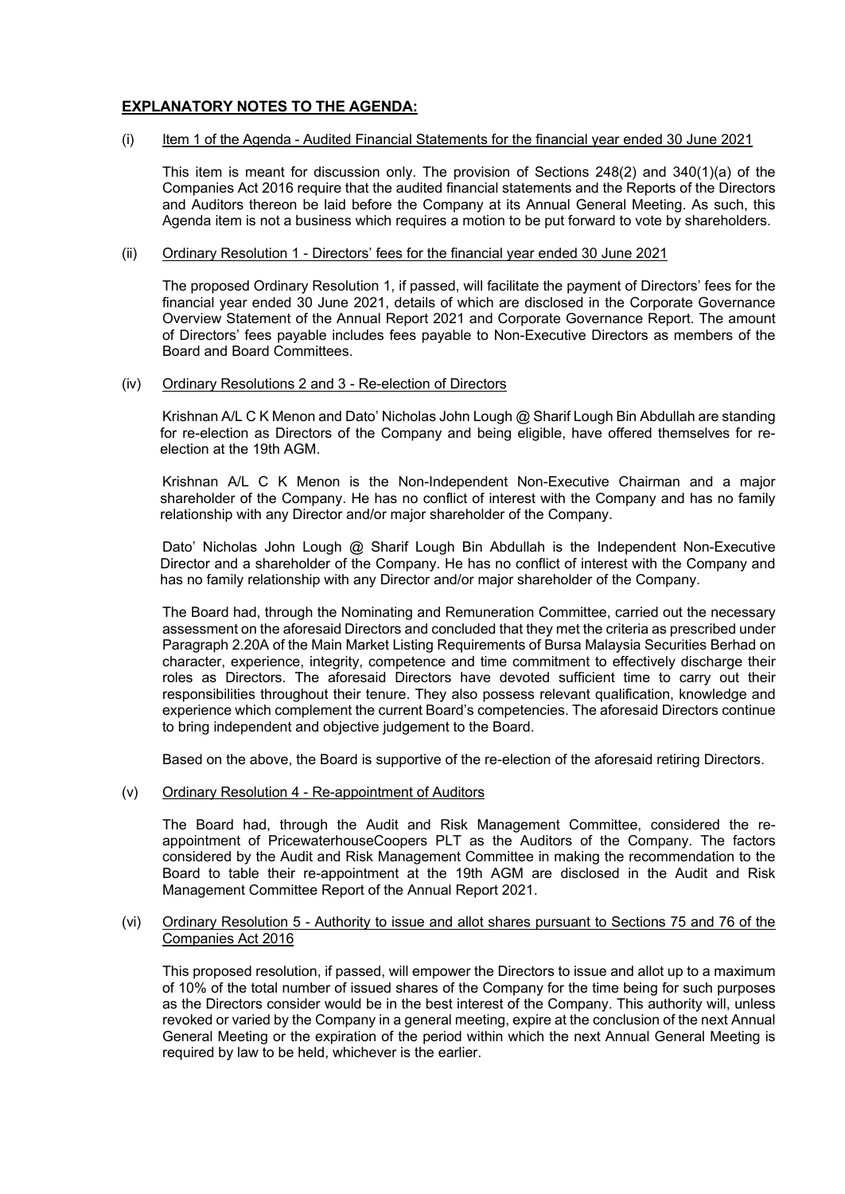## EXPLANATORY NOTES TO THE AGENDA:

(i) Item 1 of the Agenda - Audited Financial Statements for the financial year ended 30 June 2021

This item is meant for discussion only. The provision of Sections 248(2) and 340(1)(a) of the Companies Act 2016 require that the audited financial statements and the Reports of the Directors and Auditors thereon be laid before the Company at its Annual General Meeting. As such, this Agenda item is not a business which requires a motion to be put forward to vote by shareholders.

(ii) Ordinary Resolution 1 - Directors' fees for the financial year ended 30 June 2021

The proposed Ordinary Resolution 1, if passed, will facilitate the payment of Directors' fees for the financial year ended 30 June 2021, details of which are disclosed in the Corporate Governance Overview Statement of the Annual Report 2021 and Corporate Governance Report. The amount of Directors' fees payable includes fees payable to Non-Executive Directors as members of the Board and Board Committees.

(iv) Ordinary Resolutions 2 and 3 - Re-election of Directors

Krishnan A/L C K Menon and Dato' Nicholas John Lough @ Sharif Lough Bin Abdullah are standing for re-election as Directors of the Company and being eligible, have offered themselves for re-election at the 19th AGM.

Krishnan A/L C K Menon is the Non-Independent Non-Executive Chairman and a major shareholder of the Company. He has no conflict of interest with the Company and has no family relationship with any Director and/or major shareholder of the Company.

Dato' Nicholas John Lough @ Sharif Lough Bin Abdullah is the Independent Non-Executive Director and a shareholder of the Company. He has no conflict of interest with the Company and has no family relationship with any Director and/or major shareholder of the Company.

The Board had, through the Nominating and Remuneration Committee, carried out the necessary assessment on the aforesaid Directors and concluded that they met the criteria as prescribed under Paragraph 2.20A of the Main Market Listing Requirements of Bursa Malaysia Securities Berhad on character, experience, integrity, competence and time commitment to effectively discharge their roles as Directors. The aforesaid Directors have devoted sufficient time to carry out their responsibilities throughout their tenure. They also possess relevant qualification, knowledge and experience which complement the current Board's competencies. The aforesaid Directors continue to bring independent and objective judgement to the Board.

Based on the above, the Board is supportive of the re-election of the aforesaid retiring Directors.

(v) Ordinary Resolution 4 - Re-appointment of Auditors

The Board had, through the Audit and Risk Management Committee, considered the re-appointment of PricewaterhouseCoopers PLT as the Auditors of the Company. The factors considered by the Audit and Risk Management Committee in making the recommendation to the Board to table their re-appointment at the 19th AGM are disclosed in the Audit and Risk Management Committee Report of the Annual Report 2021.

(vi) Ordinary Resolution 5 - Authority to issue and allot shares pursuant to Sections 75 and 76 of the Companies Act 2016

This proposed resolution, if passed, will empower the Directors to issue and allot up to a maximum of 10% of the total number of issued shares of the Company for the time being for such purposes as the Directors consider would be in the best interest of the Company. This authority will, unless revoked or varied by the Company in a general meeting, expire at the conclusion of the next Annual General Meeting or the expiration of the period within which the next Annual General Meeting is required by law to be held, whichever is the earlier.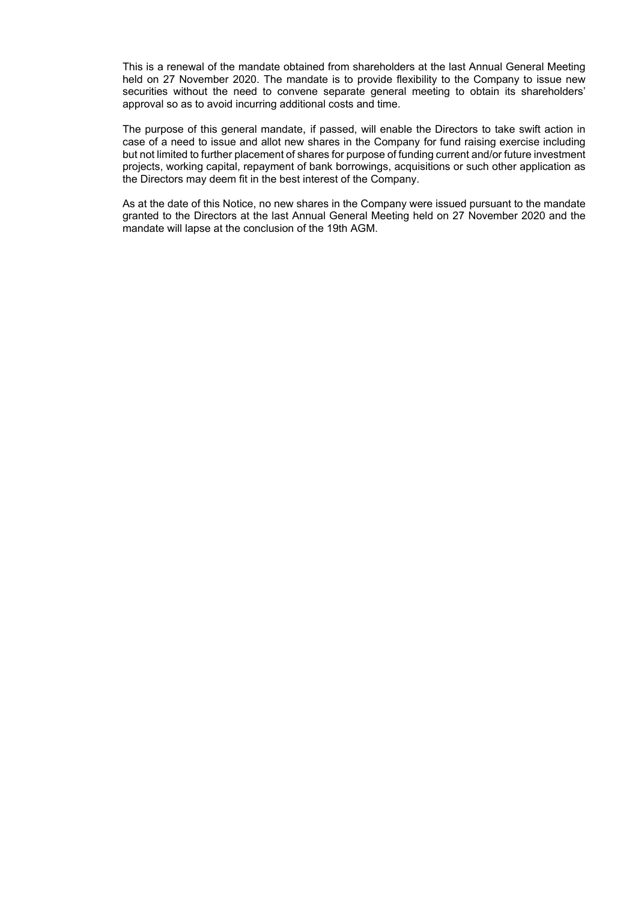This is a renewal of the mandate obtained from shareholders at the last Annual General Meeting held on 27 November 2020. The mandate is to provide flexibility to the Company to issue new securities without the need to convene separate general meeting to obtain its shareholders' approval so as to avoid incurring additional costs and time.

The purpose of this general mandate, if passed, will enable the Directors to take swift action in case of a need to issue and allot new shares in the Company for fund raising exercise including but not limited to further placement of shares for purpose of funding current and/or future investment projects, working capital, repayment of bank borrowings, acquisitions or such other application as the Directors may deem fit in the best interest of the Company.

As at the date of this Notice, no new shares in the Company were issued pursuant to the mandate granted to the Directors at the last Annual General Meeting held on 27 November 2020 and the mandate will lapse at the conclusion of the 19th AGM.